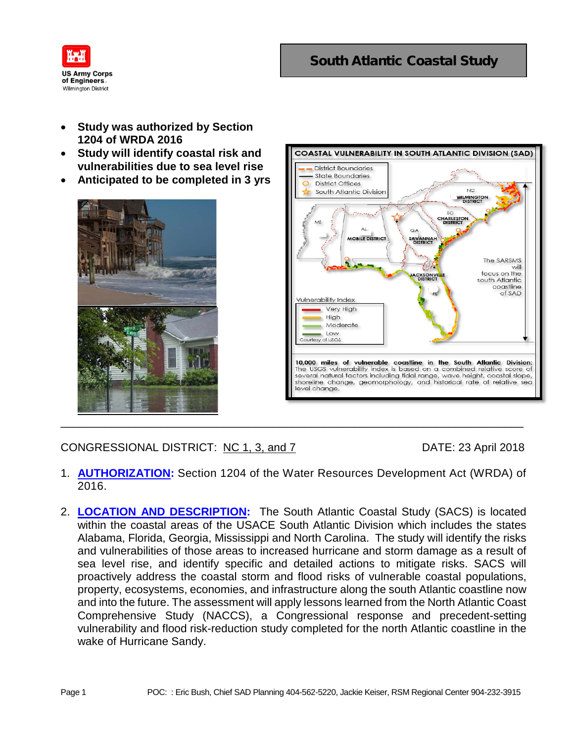US Army Corps of Engineers
Wilmington District

# South Atlantic Coastal Study

- **Study was authorized by Section 1204 of WRDA 2016**
- **Study will identify coastal risk and vulnerabilities due to sea level rise**
- **Anticipated to be completed in 3 yrs**

**COASTAL VULNERABILITY IN SOUTH ATLANTIC DIVISION (SAD)**

District Boundaries
State Boundaries
District Offices
South Atlantic Division

NC
WILMINGTON DISTRICT
SC
CHARLESTON DISTRICT
MS
AL
MOBILE DISTRICT
GA
SAVANNAH DISTRICT
JACKSONVILLE DISTRICT
FL

The SARSMS will focus on the south Atlantic coastline of SAD

Vulnerability Index
Very High
High
Moderate
Low
Courtesy of USGS

**10,000 miles of vulnerable coastline in the South Atlantic Division:** The USGS vulnerability index is based on a combined relative score of several natural factors including tidal range, wave height, coastal slope, shoreline change, geomorphology, and historical rate of relative sea level change.

---

CONGRESSIONAL DISTRICT: NC 1, 3, and 7 DATE: 23 April 2018

1. **AUTHORIZATION:** Section 1204 of the Water Resources Development Act (WRDA) of 2016.

2. **LOCATION AND DESCRIPTION:** The South Atlantic Coastal Study (SACS) is located within the coastal areas of the USACE South Atlantic Division which includes the states Alabama, Florida, Georgia, Mississippi and North Carolina. The study will identify the risks and vulnerabilities of those areas to increased hurricane and storm damage as a result of sea level rise, and identify specific and detailed actions to mitigate risks. SACS will proactively address the coastal storm and flood risks of vulnerable coastal populations, property, ecosystems, economies, and infrastructure along the south Atlantic coastline now and into the future. The assessment will apply lessons learned from the North Atlantic Coast Comprehensive Study (NACCS), a Congressional response and precedent-setting vulnerability and flood risk-reduction study completed for the north Atlantic coastline in the wake of Hurricane Sandy.

POC: : Eric Bush, Chief SAD Planning 404-562-5220, Jackie Keiser, RSM Regional Center 904-232-3915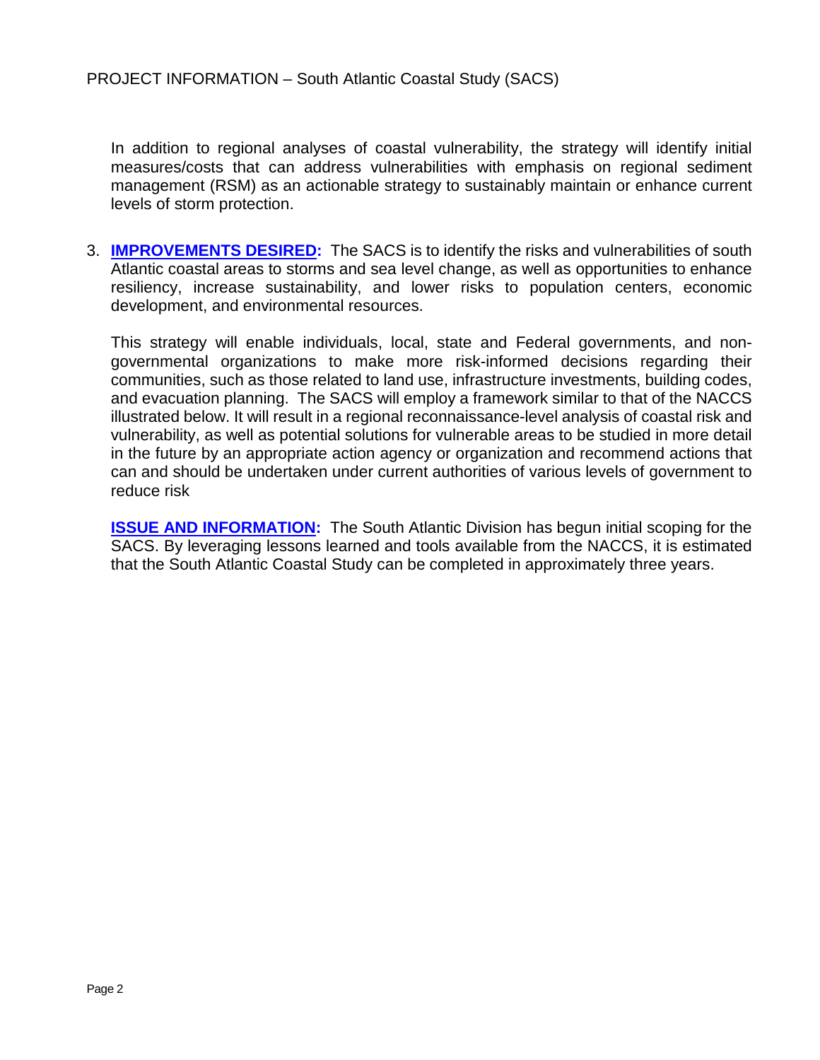In addition to regional analyses of coastal vulnerability, the strategy will identify initial measures/costs that can address vulnerabilities with emphasis on regional sediment management (RSM) as an actionable strategy to sustainably maintain or enhance current levels of storm protection.

3. **IMPROVEMENTS DESIRED:** The SACS is to identify the risks and vulnerabilities of south Atlantic coastal areas to storms and sea level change, as well as opportunities to enhance resiliency, increase sustainability, and lower risks to population centers, economic development, and environmental resources.

   This strategy will enable individuals, local, state and Federal governments, and non-governmental organizations to make more risk-informed decisions regarding their communities, such as those related to land use, infrastructure investments, building codes, and evacuation planning. The SACS will employ a framework similar to that of the NACCS illustrated below. It will result in a regional reconnaissance-level analysis of coastal risk and vulnerability, as well as potential solutions for vulnerable areas to be studied in more detail in the future by an appropriate action agency or organization and recommend actions that can and should be undertaken under current authorities of various levels of government to reduce risk

   **ISSUE AND INFORMATION:** The South Atlantic Division has begun initial scoping for the SACS. By leveraging lessons learned and tools available from the NACCS, it is estimated that the South Atlantic Coastal Study can be completed in approximately three years.